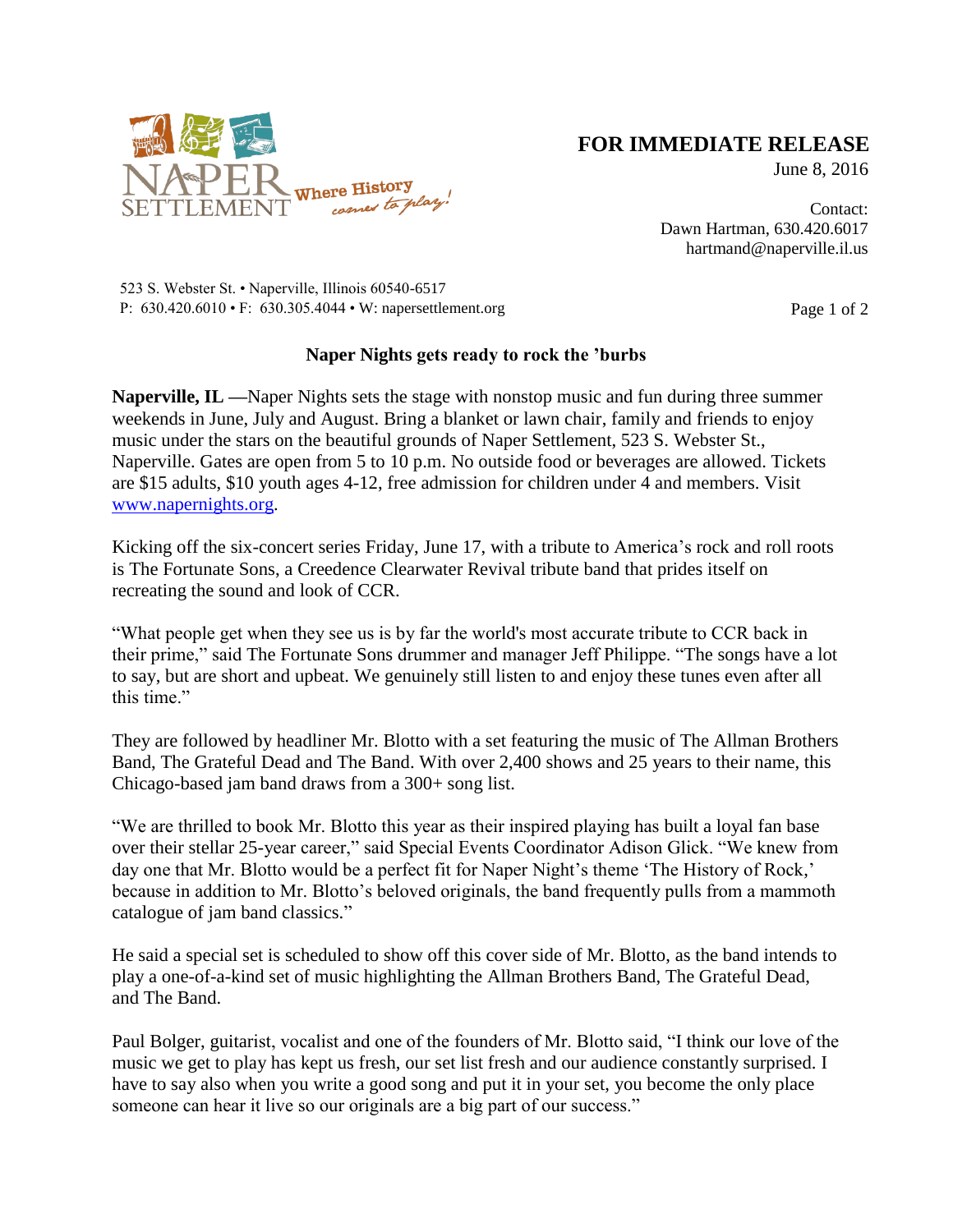NAPER SETTLEMENT Where History comes to play!

**FOR IMMEDIATE RELEASE**

June 8, 2016

Contact:
Dawn Hartman, 630.420.6017
hartmand@naperville.il.us

523 S. Webster St. • Naperville, Illinois 60540-6517
P: 630.420.6010 • F: 630.305.4044 • W: napersettlement.org

**Naper Nights gets ready to rock the ’burbs**

**Naperville, IL —**Naper Nights sets the stage with nonstop music and fun during three summer weekends in June, July and August. Bring a blanket or lawn chair, family and friends to enjoy music under the stars on the beautiful grounds of Naper Settlement, 523 S. Webster St., Naperville. Gates are open from 5 to 10 p.m. No outside food or beverages are allowed. Tickets are $15 adults, $10 youth ages 4-12, free admission for children under 4 and members. Visit www.napernights.org.

Kicking off the six-concert series Friday, June 17, with a tribute to America’s rock and roll roots is The Fortunate Sons, a Creedence Clearwater Revival tribute band that prides itself on recreating the sound and look of CCR.

“What people get when they see us is by far the world's most accurate tribute to CCR back in their prime,” said The Fortunate Sons drummer and manager Jeff Philippe. “The songs have a lot to say, but are short and upbeat. We genuinely still listen to and enjoy these tunes even after all this time.”

They are followed by headliner Mr. Blotto with a set featuring the music of The Allman Brothers Band, The Grateful Dead and The Band. With over 2,400 shows and 25 years to their name, this Chicago-based jam band draws from a 300+ song list.

“We are thrilled to book Mr. Blotto this year as their inspired playing has built a loyal fan base over their stellar 25-year career,” said Special Events Coordinator Adison Glick. “We knew from day one that Mr. Blotto would be a perfect fit for Naper Night’s theme ‘The History of Rock,’ because in addition to Mr. Blotto’s beloved originals, the band frequently pulls from a mammoth catalogue of jam band classics.”

He said a special set is scheduled to show off this cover side of Mr. Blotto, as the band intends to play a one-of-a-kind set of music highlighting the Allman Brothers Band, The Grateful Dead, and The Band.

Paul Bolger, guitarist, vocalist and one of the founders of Mr. Blotto said, “I think our love of the music we get to play has kept us fresh, our set list fresh and our audience constantly surprised. I have to say also when you write a good song and put it in your set, you become the only place someone can hear it live so our originals are a big part of our success.”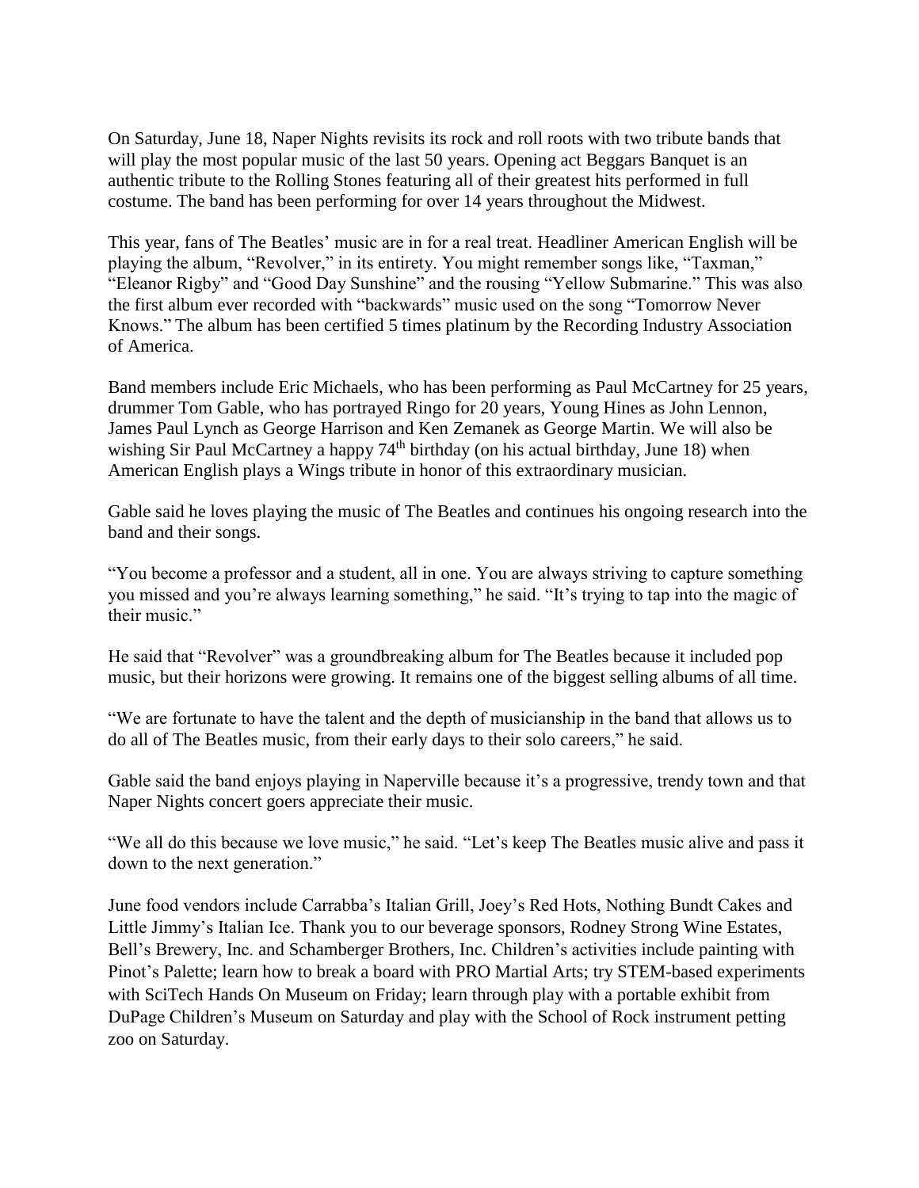On Saturday, June 18, Naper Nights revisits its rock and roll roots with two tribute bands that will play the most popular music of the last 50 years. Opening act Beggars Banquet is an authentic tribute to the Rolling Stones featuring all of their greatest hits performed in full costume. The band has been performing for over 14 years throughout the Midwest.

This year, fans of The Beatles' music are in for a real treat. Headliner American English will be playing the album, "Revolver," in its entirety. You might remember songs like, "Taxman," "Eleanor Rigby" and "Good Day Sunshine" and the rousing "Yellow Submarine." This was also the first album ever recorded with "backwards" music used on the song "Tomorrow Never Knows." The album has been certified 5 times platinum by the Recording Industry Association of America.

Band members include Eric Michaels, who has been performing as Paul McCartney for 25 years, drummer Tom Gable, who has portrayed Ringo for 20 years, Young Hines as John Lennon, James Paul Lynch as George Harrison and Ken Zemanek as George Martin. We will also be wishing Sir Paul McCartney a happy 74th birthday (on his actual birthday, June 18) when American English plays a Wings tribute in honor of this extraordinary musician.

Gable said he loves playing the music of The Beatles and continues his ongoing research into the band and their songs.

"You become a professor and a student, all in one. You are always striving to capture something you missed and you're always learning something," he said. "It's trying to tap into the magic of their music."

He said that "Revolver" was a groundbreaking album for The Beatles because it included pop music, but their horizons were growing. It remains one of the biggest selling albums of all time.

"We are fortunate to have the talent and the depth of musicianship in the band that allows us to do all of The Beatles music, from their early days to their solo careers," he said.

Gable said the band enjoys playing in Naperville because it's a progressive, trendy town and that Naper Nights concert goers appreciate their music.

"We all do this because we love music," he said. "Let's keep The Beatles music alive and pass it down to the next generation."

June food vendors include Carrabba's Italian Grill, Joey's Red Hots, Nothing Bundt Cakes and Little Jimmy's Italian Ice. Thank you to our beverage sponsors, Rodney Strong Wine Estates, Bell's Brewery, Inc. and Schamberger Brothers, Inc. Children's activities include painting with Pinot's Palette; learn how to break a board with PRO Martial Arts; try STEM-based experiments with SciTech Hands On Museum on Friday; learn through play with a portable exhibit from DuPage Children's Museum on Saturday and play with the School of Rock instrument petting zoo on Saturday.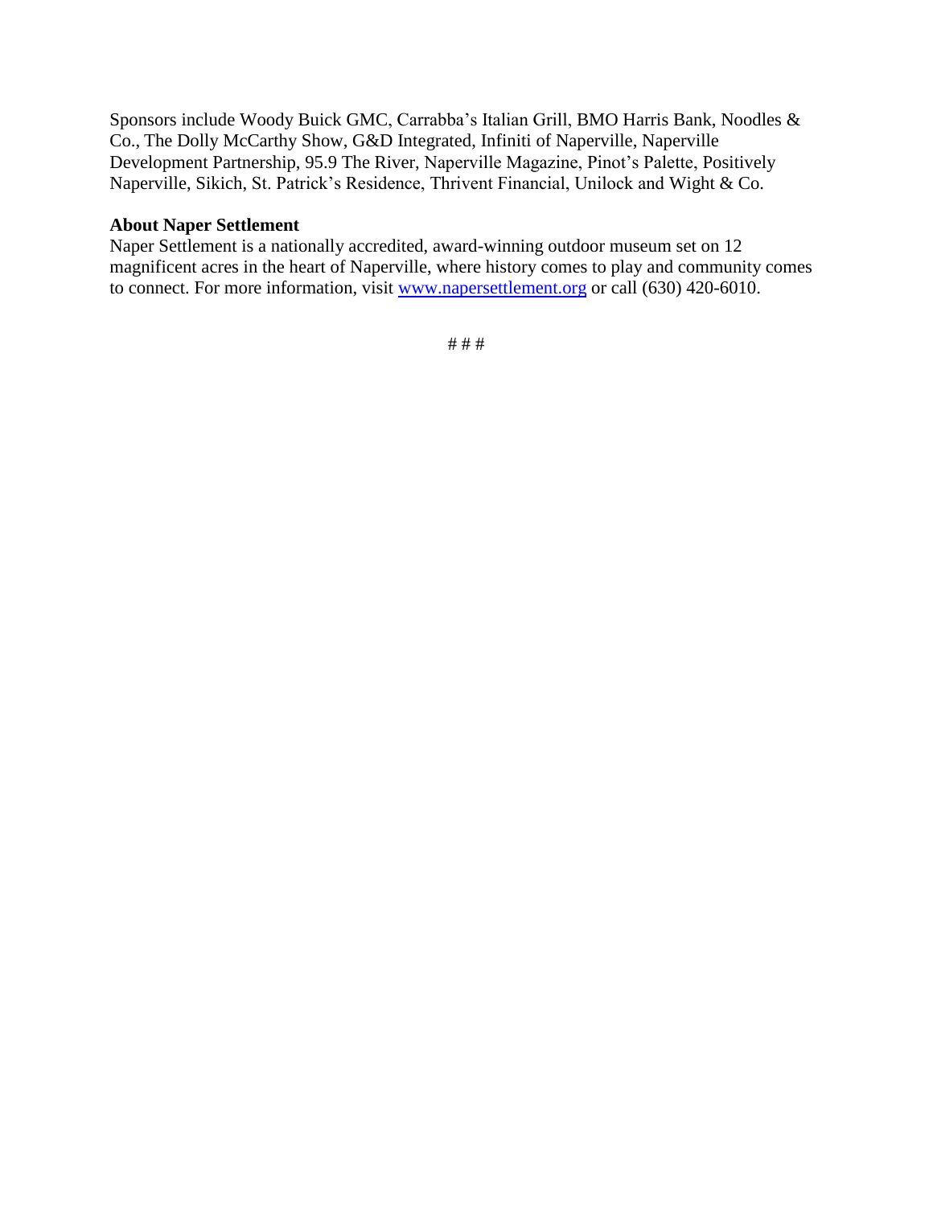Sponsors include Woody Buick GMC, Carrabba's Italian Grill, BMO Harris Bank, Noodles & Co., The Dolly McCarthy Show, G&D Integrated, Infiniti of Naperville, Naperville Development Partnership, 95.9 The River, Naperville Magazine, Pinot's Palette, Positively Naperville, Sikich, St. Patrick's Residence, Thrivent Financial, Unilock and Wight & Co.

**About Naper Settlement**

Naper Settlement is a nationally accredited, award-winning outdoor museum set on 12 magnificent acres in the heart of Naperville, where history comes to play and community comes to connect. For more information, visit [www.napersettlement.org](http://www.napersettlement.org) or call (630) 420-6010.

# # #